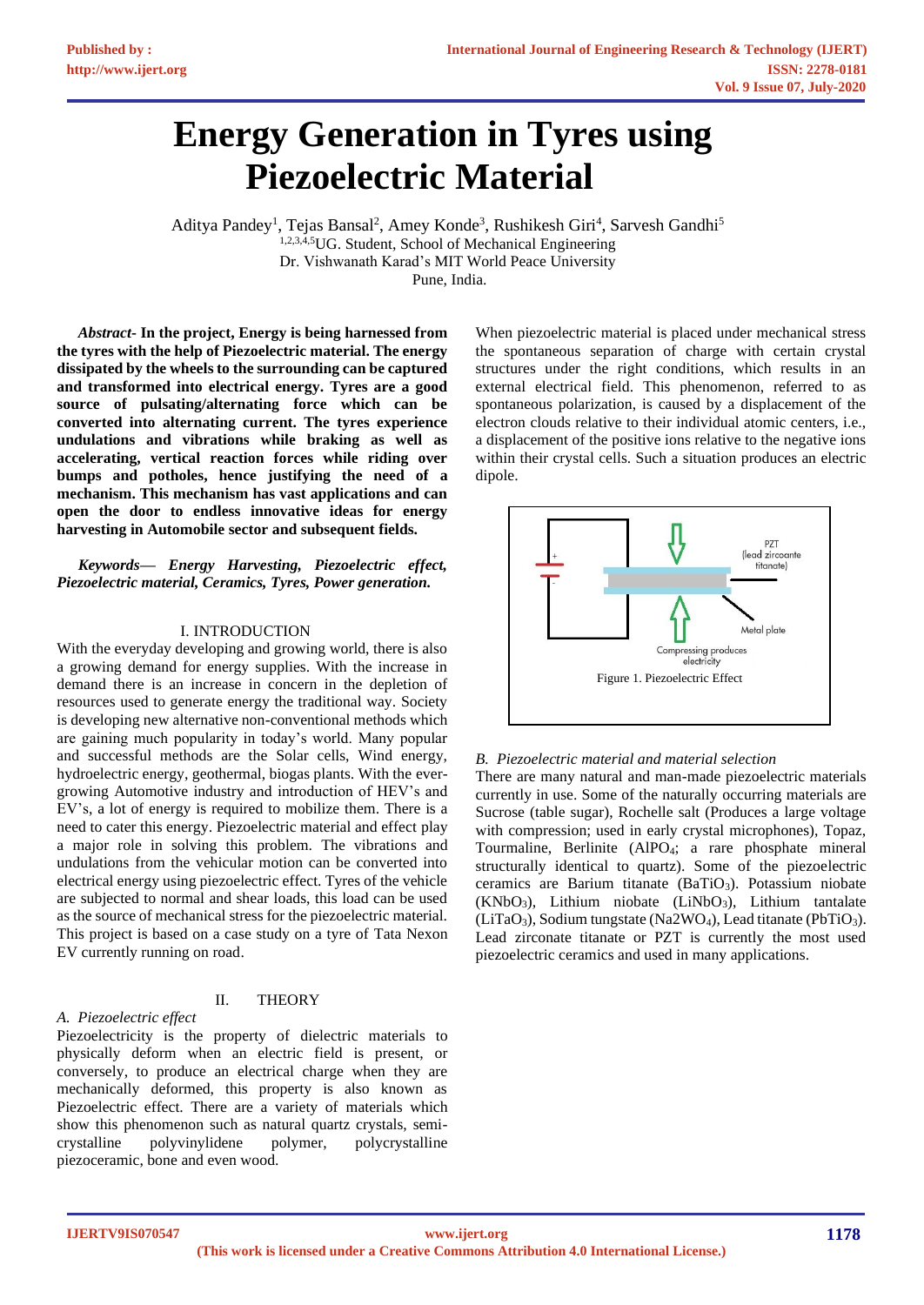# Energy Generation in Tyres using Piezoelectric Material

Aditya Pandey[1], Tejas Bansal[2], Amey Konde[3], Rushikesh Giri[4], Sarvesh Gandhi[5]
[1,2,3,4,5]UG. Student, School of Mechanical Engineering
Dr. Vishwanath Karad's MIT World Peace University
Pune, India.

***Abstract-*** **In the project, Energy is being harnessed from the tyres with the help of Piezoelectric material. The energy dissipated by the wheels to the surrounding can be captured and transformed into electrical energy. Tyres are a good source of pulsating/alternating force which can be converted into alternating current. The tyres experience undulations and vibrations while braking as well as accelerating, vertical reaction forces while riding over bumps and potholes, hence justifying the need of a mechanism. This mechanism has vast applications and can open the door to endless innovative ideas for energy harvesting in Automobile sector and subsequent fields.**

***Keywords— Energy Harvesting, Piezoelectric effect, Piezoelectric material, Ceramics, Tyres, Power generation.***

## I. INTRODUCTION

With the everyday developing and growing world, there is also a growing demand for energy supplies. With the increase in demand there is an increase in concern with the depletion of resources used to generate energy the traditional way. Society is developing new alternative non-conventional methods which are gaining much popularity in today's world. Many popular and successful methods are the Solar cells, Wind energy, hydroelectric energy, geothermal, biogas plants. With the ever-growing Automotive industry and introduction of HEV's and EV's, a lot of energy is required to mobilize them. There is a need to cater this energy. Piezoelectric material and effect play a major role in solving this problem. The vibrations and undulations from the vehicular motion can be converted into electrical energy using piezoelectric effect. Tyres of the vehicle are subjected to normal and shear loads, this load can be used as the source of mechanical stress for the piezoelectric material. This project is based on a case study on a tyre of Tata Nexon EV currently running on road.

## II. THEORY

### *A. Piezoelectric effect*

Piezoelectricity is the property of dielectric materials to physically deform when an electric field is present, or conversely, to produce an electrical charge when they are mechanically deformed, this property is also known as Piezoelectric effect. There are a variety of materials which show this phenomenon such as natural quartz crystals, semi-crystalline polyvinylidene polymer, polycrystalline piezoceramic, bone and even wood.

When piezoelectric material is placed under mechanical stress the spontaneous separation of charge with certain crystal structures under the right conditions, which results in an external electrical field. This phenomenon, referred to as spontaneous polarization, is caused by a displacement of the electron clouds relative to their individual atomic centers, i.e., a displacement of the positive ions relative to the negative ions within their crystal cells. Such a situation produces an electric dipole.

Figure 1. Piezoelectric Effect

### *B. Piezoelectric material and material selection*

There are many natural and man-made piezoelectric materials currently in use. Some of the naturally occurring materials are Sucrose (table sugar), Rochelle salt (Produces a large voltage with compression; used in early crystal microphones), Topaz, Tourmaline, Berlinite ($AlPO_4$; a rare phosphate mineral structurally identical to quartz). Some of the piezoelectric ceramics are Barium titanate ($BaTiO_3$). Potassium niobate ($KNbO_3$), Lithium niobate ($LiNbO_3$), Lithium tantalate ($LiTaO_3$), Sodium tungstate ($Na_2WO_4$), Lead titanate ($PbTiO_3$). Lead zirconate titanate or PZT is currently the most used piezoelectric ceramics and used in many applications.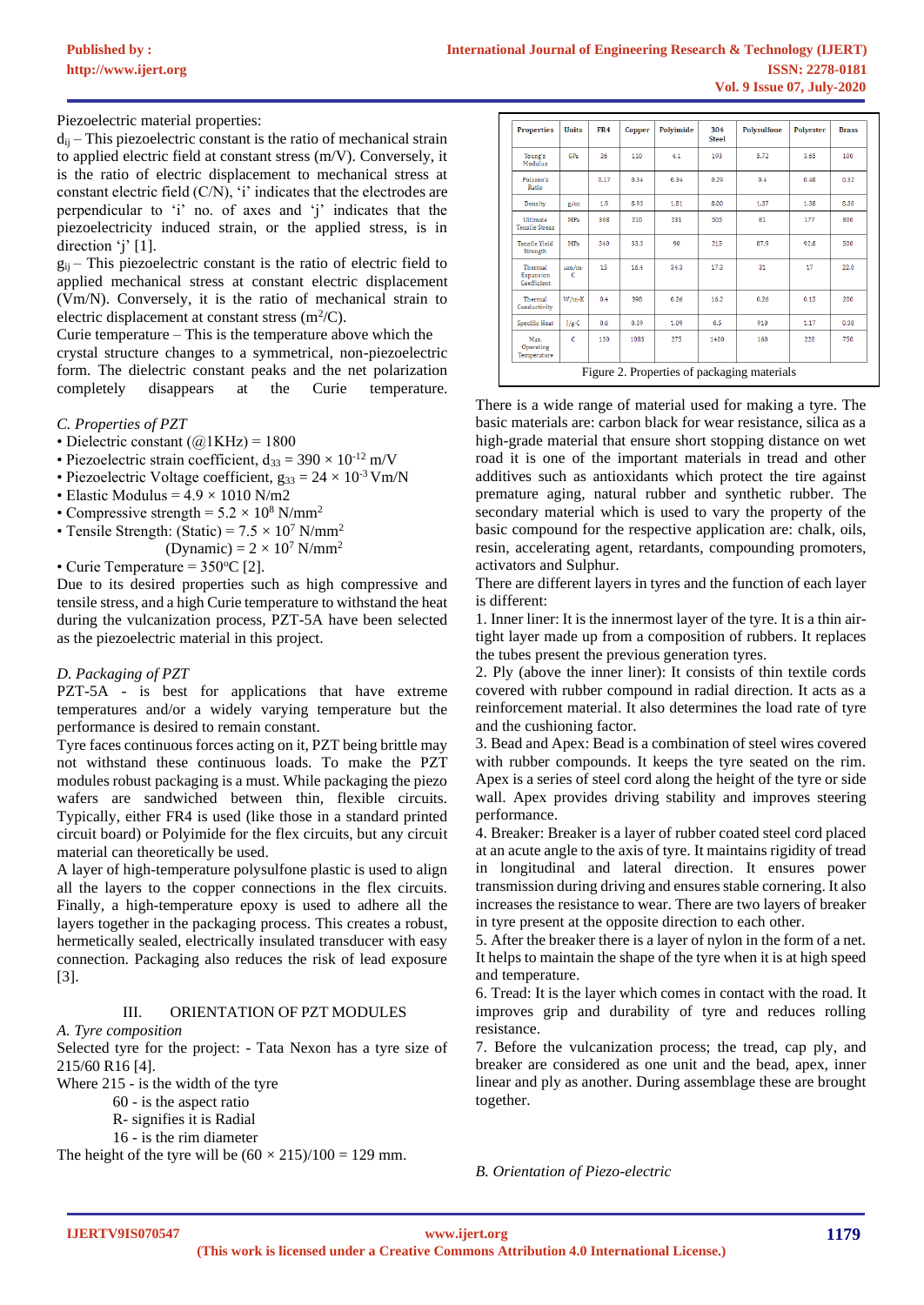Piezoelectric material properties:

$d_{ij}$ – This piezoelectric constant is the ratio of mechanical strain to applied electric field at constant stress (m/V). Conversely, it is the ratio of applied stress to mechanical stress at constant electric field (C/N), 'i' indicates that the electrodes are perpendicular to 'i' no. of axes and 'j' indicates that the piezoelectricity induced strain, or the applied stress, is in direction 'j' [1].

$g_{ij}$ – This piezoelectric constant is the ratio of electric field to applied mechanical stress at constant electric displacement (Vm/N). Conversely, it is the ratio of mechanical strain to electric displacement at constant stress ($m^2$/C).

Curie temperature – This is the temperature above which the crystal structure changes to a symmetrical, non-piezoelectric form. The dielectric constant peaks and the net polarization completely disappears at the Curie temperature.

### C. Properties of PZT

- Dielectric constant (@1KHz) = 1800
- Piezoelectric strain coefficient, $d_{33} = 390 \times 10^{-12}$ m/V
- Piezoelectric Voltage coefficient, $g_{33} = 24 \times 10^{-3}$ Vm/N
- Elastic Modulus = 4.9 × 1010 N/m2
- Compressive strength = $5.2 \times 10^{8}$ N/mm$^2$
- Tensile Strength: (Static) = $7.5 \times 10^{7}$ N/mm$^2$
  (Dynamic) = $2 \times 10^{7}$ N/mm$^2$
- Curie Temperature = 350$^{o}$C [2].

Due to its desired properties such as high compressive and tensile stress, and a high Curie temperature to withstand the heat during the vulcanization process, PZT-5A have been selected as the piezoelectric material in this project.

### D. Packaging of PZT

PZT-5A - is best for applications that have extreme temperatures and/or a widely varying temperature but the performance is desired to remain constant.

Tyre faces continuous forces acting on it, PZT being brittle may not withstand these continuous loads. To make the PZT modules robust packaging is a must. While packaging the piezo wafers are sandwiched between thin, flexible circuits. Typically, either FR4 is used (like those in a standard printed circuit board) or Polyimide for the flex circuits, but any circuit material can theoretically be used.

A layer of high-temperature polysulfone plastic is used to align all the layers to the copper connections in the flex circuits. Finally, a high-temperature epoxy is used to adhere all the layers together in the packaging process. This creates a robust, hermetically sealed, electrically insulated transducer with easy connection. Packaging also reduces the risk of lead exposure [3].

## III. ORIENTATION OF PZT MODULES

### A. Tyre composition

Selected tyre for the project: - Tata Nexon has a tyre size of 215/60 R16 [4].

Where 215 - is the width of the tyre
60 - is the aspect ratio
R- signifies it is Radial
16 - is the rim diameter

The height of the tyre will be (60 × 215)/100 = 129 mm.

| Properties | Units | FR4 | Copper | Polyimide | 304 Steel | Polysulfone | Polyester | Brass |
|---|---|---|---|---|---|---|---|---|
| Young's Modulus | GPa | 26 | 110 | 4.1 | 193 | 5.72 | 3.65 | 100 |
| Poisson's Ratio | | 0.17 | 0.34 | 0.34 | 0.29 | 0.4 | 0.48 | 0.32 |
| Density | g/cc | 1.9 | 8.93 | 1.81 | 8.00 | 1.37 | 1.38 | 8.30 |
| Ultimate Tensile Stress | MPa | 368 | 210 | 231 | 505 | 81 | 177 | 800 |
| Tensile Yield Strength | MPa | 340 | 33.3 | 90 | 215 | 87.9 | 92.8 | 500 |
| Thermal Expansion Coefficient | μm/m-C | 15 | 16.4 | 34.3 | 17.3 | 31 | 17 | 22.0 |
| Thermal Conductivity | W/m-K | 0.4 | 398 | 0.26 | 16.2 | 0.26 | 0.15 | 200 |
| Specific Heat | J/g-C | 0.6 | 0.39 | 1.09 | 0.5 | 910 | 1.17 | 0.38 |
| Max. Operating Temperature | C | 130 | 1083 | 275 | 1400 | 160 | 220 | 750 |

Figure 2. Properties of packaging materials

There is a wide range of material used for making a tyre. The basic materials are: carbon black for wear resistance, silica as a high-grade material that ensure short stopping distance on wet road it is one of the important materials in tread and other additives such as antioxidants which protect the tire against premature aging, natural rubber and synthetic rubber. The secondary material which is used to vary the property of the basic compound for the respective application are: chalk, oils, resin, accelerating agent, retardants, compounding promoters, activators and Sulphur.

There are different layers in tyres and the function of each layer is different:

1. Inner liner: It is the innermost layer of the tyre. It is a thin air-tight layer made up from a composition of rubbers. It replaces the tubes present the previous generation tyres.
2. Ply (above the inner liner): It consists of thin textile cords covered with rubber compound in radial direction. It acts as a reinforcement material. It also determines the load rate of tyre and the cushioning factor.
3. Bead and Apex: Bead is a combination of steel wires covered with rubber compounds. It keeps the tyre seated on the rim. Apex is a series of steel cord along the height of the tyre or side wall. Apex provides driving stability and improves steering performance.
4. Breaker: Breaker is a layer of rubber coated steel cord placed at an acute angle to the axis of tyre. It maintains rigidity of tread in longitudinal and lateral direction. It ensures power transmission during driving and ensures stable cornering. It also increases the resistance to wear. There are two layers of breaker in tyre present at the opposite direction to each other.
5. After the breaker there is a layer of nylon in the form of a net. It helps to maintain the shape of the tyre when it is at high speed and temperature.
6. Tread: It is the layer which comes in contact with the road. It improves grip and durability of tyre and reduces rolling resistance.
7. Before the vulcanization process; the tread, cap ply, and breaker are considered as one unit and the bead, apex, inner linear and ply as another. During assemblage these are brought together.

### B. Orientation of Piezo-electric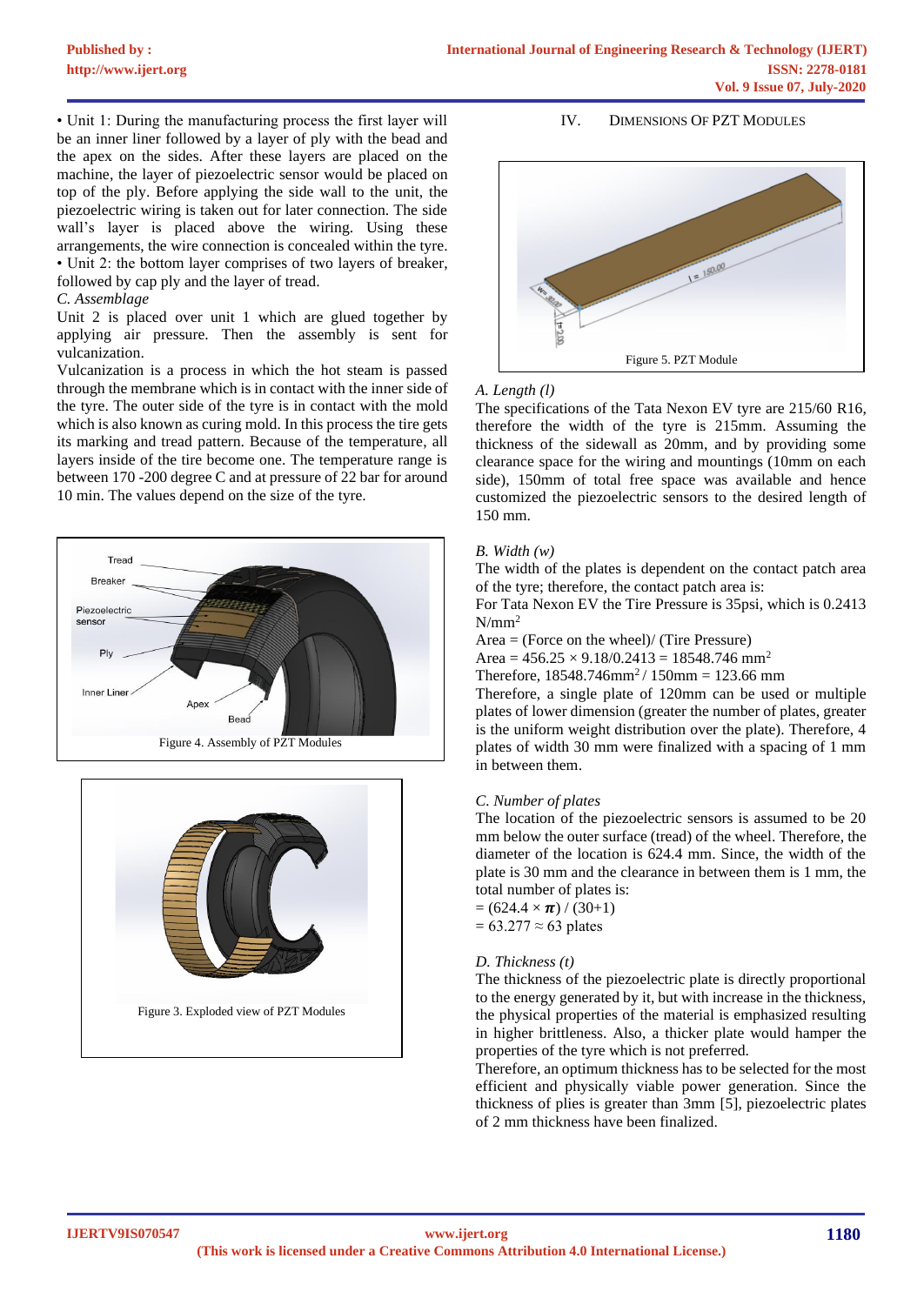• Unit 1: During the manufacturing process the first layer will be an inner liner followed by a layer of ply with the bead and the apex on the sides. After these layers are placed on the machine, the layer of piezoelectric sensor would be placed on top of the ply. Before applying the side wall to the unit, the piezoelectric wiring is taken out for later connection. The side wall's layer is placed above the wiring. Using these arrangements, the wire connection is concealed within the tyre.

• Unit 2: the bottom layer comprises of two layers of breaker, followed by cap ply and the layer of tread.

*C. Assemblage*

Unit 2 is placed over unit 1 which are glued together by applying air pressure. Then the assembly is sent for vulcanization.

Vulcanization is a process in which the hot steam is passed through the membrane which is in contact with the inner side of the tyre. The outer side of the tyre is in contact with the mold which is also known as curing mold. In this process the tire gets its marking and tread pattern. Because of the temperature, all layers inside of the tire become one. The temperature range is between 170 -200 degree C and at pressure of 22 bar for around 10 min. The values depend on the size of the tyre.

Figure 4. Assembly of PZT Modules

Figure 3. Exploded view of PZT Modules

## IV. Dimensions Of PZT Modules

Figure 5. PZT Module

*A. Length (l)*

The specifications of the Tata Nexon EV tyre are 215/60 R16, therefore the width of the tyre is 215mm. Assuming the thickness of the sidewall as 20mm, and by providing some clearance space for the wiring and mountings (10mm on each side), 150mm of total free space was available and hence customized the piezoelectric sensors to the desired length of 150 mm.

*B. Width (w)*

The width of the plates is dependent on the contact patch area of the tyre; therefore, the contact patch area is:

For Tata Nexon EV the Tire Pressure is 35psi, which is 0.2413 $N/mm^2$

Area = (Force on the wheel)/ (Tire Pressure)

Area = $456.25 \times 9.18/0.2413 = 18548.746$ $mm^2$

Therefore, $18548.746mm^2$ / 150mm = 123.66 mm

Therefore, a single plate of 120mm can be used or multiple plates of lower dimension (greater the number of plates, greater is the uniform weight distribution over the plate). Therefore, 4 plates of width 30 mm were finalized with a spacing of 1 mm in between them.

*C. Number of plates*

The location of the piezoelectric sensors is assumed to be 20 mm below the outer surface (tread) of the wheel. Therefore, the diameter of the location is 624.4 mm. Since, the width of the plate is 30 mm and the clearance in between them is 1 mm, the total number of plates is:

$= (624.4 \times \pi) / (30+1)$

$= 63.277 \approx 63$ plates

*D. Thickness (t)*

The thickness of the piezoelectric plate is directly proportional to the energy generated by it, but with increase in the thickness, the physical properties of the material is emphasized resulting in higher brittleness. Also, a thicker plate would hamper the properties of the tyre which is not preferred.

Therefore, an optimum thickness has to be selected for the most efficient and physically viable power generation. Since the thickness of plies is greater than 3mm [5], piezoelectric plates of 2 mm thickness have been finalized.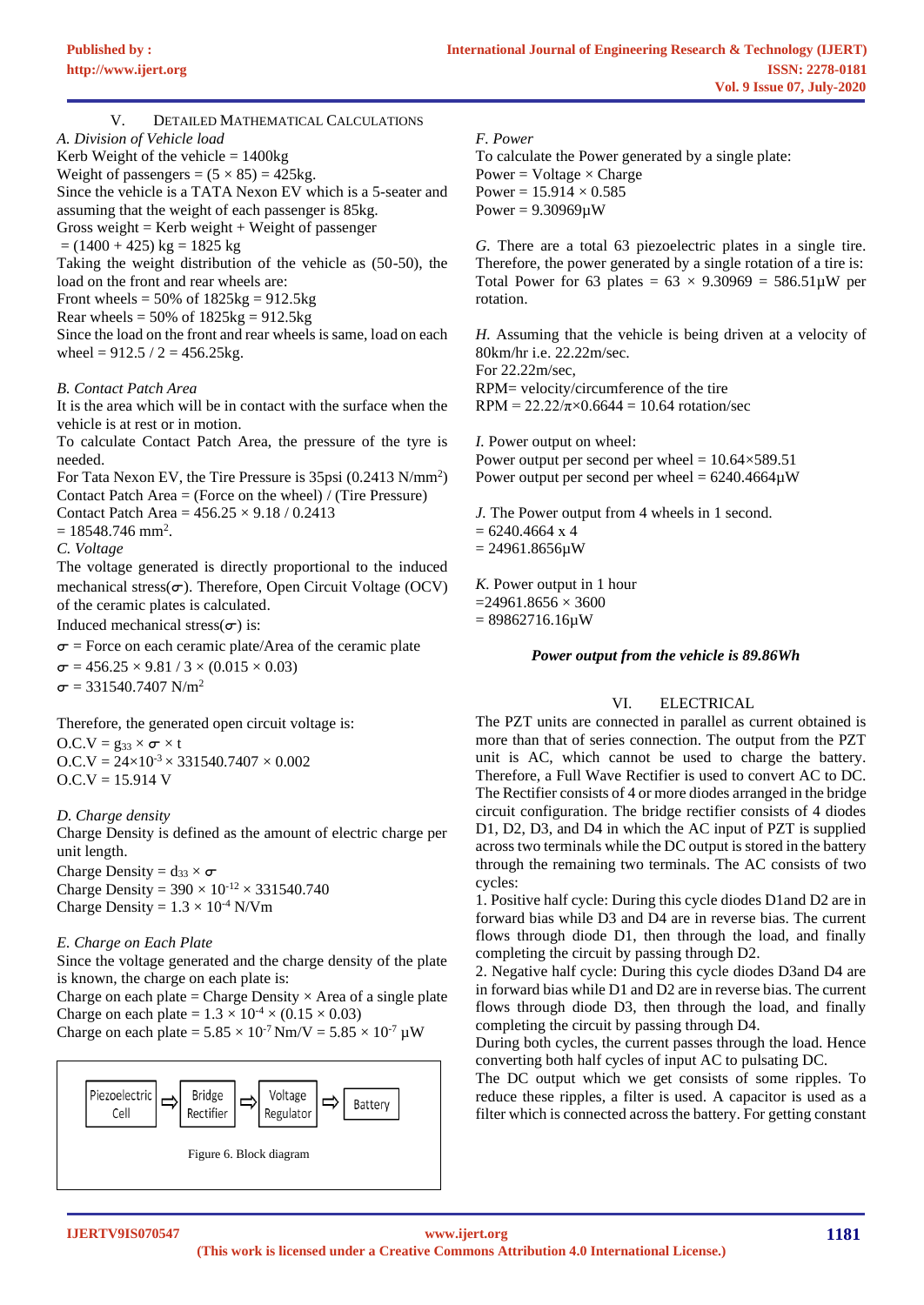## V. Detailed Mathematical Calculations

*A. Division of Vehicle load*

Kerb Weight of the vehicle = 1400kg

Weight of passengers = (5 × 85) = 425kg.

Since the vehicle is a TATA Nexon EV which is a 5-seater and assuming that the weight of each passenger is 85kg.

Gross weight = Kerb weight + Weight of passenger

= (1400 + 425) kg = 1825 kg

Taking the weight distribution of the vehicle as (50-50), the load on the front and rear wheels are:

Front wheels = 50% of 1825kg = 912.5kg

Rear wheels = 50% of 1825kg = 912.5kg

Since the load on the front and rear wheels is same, load on each wheel = 912.5 / 2 = 456.25kg.

*B. Contact Patch Area*

It is the area which will be in contact with the surface when the vehicle is at rest or in motion.

To calculate Contact Patch Area, the pressure of the tyre is needed.

For Tata Nexon EV, the Tire Pressure is 35psi (0.2413 $N/mm^2$)

Contact Patch Area = (Force on the wheel) / (Tire Pressure)

Contact Patch Area = 456.25 × 9.18 / 0.2413

= 18548.746 $mm^2$.

*C. Voltage*

The voltage generated is directly proportional to the induced mechanical stress($\sigma$). Therefore, Open Circuit Voltage (OCV) of the ceramic plates is calculated.

Induced mechanical stress($\sigma$) is:

$\sigma$ = Force on each ceramic plate/Area of the ceramic plate

$\sigma = 456.25 \times 9.81 / 3 \times (0.015 \times 0.03)$

$\sigma = 331540.7407\ N/m^2$

Therefore, the generated open circuit voltage is:

$O.C.V = g_{33} \times \sigma \times t$

$O.C.V = 24\times10^{-3} \times 331540.7407 \times 0.002$

O.C.V = 15.914 V

*D. Charge density*

Charge Density is defined as the amount of electric charge per unit length.

Charge Density = $d_{33} \times \sigma$

Charge Density = $390 \times 10^{-12} \times 331540.740$

Charge Density = $1.3 \times 10^{-4}$ N/Vm

*E. Charge on Each Plate*

Since the voltage generated and the charge density of the plate is known, the charge on each plate is:

Charge on each plate = Charge Density × Area of a single plate

Charge on each plate = $1.3 \times 10^{-4} \times (0.15 \times 0.03)$

Charge on each plate = $5.85 \times 10^{-7}$ Nm/V = $5.85 \times 10^{-7}$ μW

| Piezoelectric Cell | ⇨ | Bridge Rectifier | ⇨ | Voltage Regulator | ⇨ | Battery |
|---|---|---|---|---|---|---|

Figure 6. Block diagram

*F. Power*

To calculate the Power generated by a single plate:

Power = Voltage × Charge

Power = 15.914 × 0.585

Power = 9.30969μW

*G.* There are a total 63 piezoelectric plates in a single tire. Therefore, the power generated by a single rotation of a tire is:

Total Power for 63 plates = 63 × 9.30969 = 586.51μW per rotation.

*H.* Assuming that the vehicle is being driven at a velocity of 80km/hr i.e. 22.22m/sec.

For 22.22m/sec,

RPM= velocity/circumference of the tire

RPM = 22.22/π×0.6644 = 10.64 rotation/sec

*I.* Power output on wheel:

Power output per second per wheel = 10.64×589.51

Power output per second per wheel = 6240.4664μW

*J.* The Power output from 4 wheels in 1 second.

= 6240.4664 x 4

= 24961.8656μW

*K.* Power output in 1 hour

=24961.8656 × 3600

= 89862716.16μW

***Power output from the vehicle is 89.86Wh***

## VI. Electrical

The PZT units are connected in parallel as current obtained is more than that of series connection. The output from the PZT unit is AC, which cannot be used to charge the battery. Therefore, a Full Wave Rectifier is used to convert AC to DC. The Rectifier consists of 4 or more diodes arranged in the bridge circuit configuration. The bridge rectifier consists of 4 diodes D1, D2, D3, and D4 in which the AC input of PZT is supplied across two terminals while the DC output is stored in the battery through the remaining two terminals. The AC consists of two cycles:

1. Positive half cycle: During this cycle diodes D1and D2 are in forward bias while D3 and D4 are in reverse bias. The current flows through diode D1, then through the load, and finally completing the circuit by passing through D2.
2. Negative half cycle: During this cycle diodes D3and D4 are in forward bias while D1 and D2 are in reverse bias. The current flows through diode D3, then through the load, and finally completing the circuit by passing through D4.

During both cycles, the current passes through the load. Hence converting both half cycles of input AC to pulsating DC.

The DC output which we get consists of some ripples. To reduce these ripples, a filter is used. A capacitor is used as a filter which is connected across the battery. For getting constant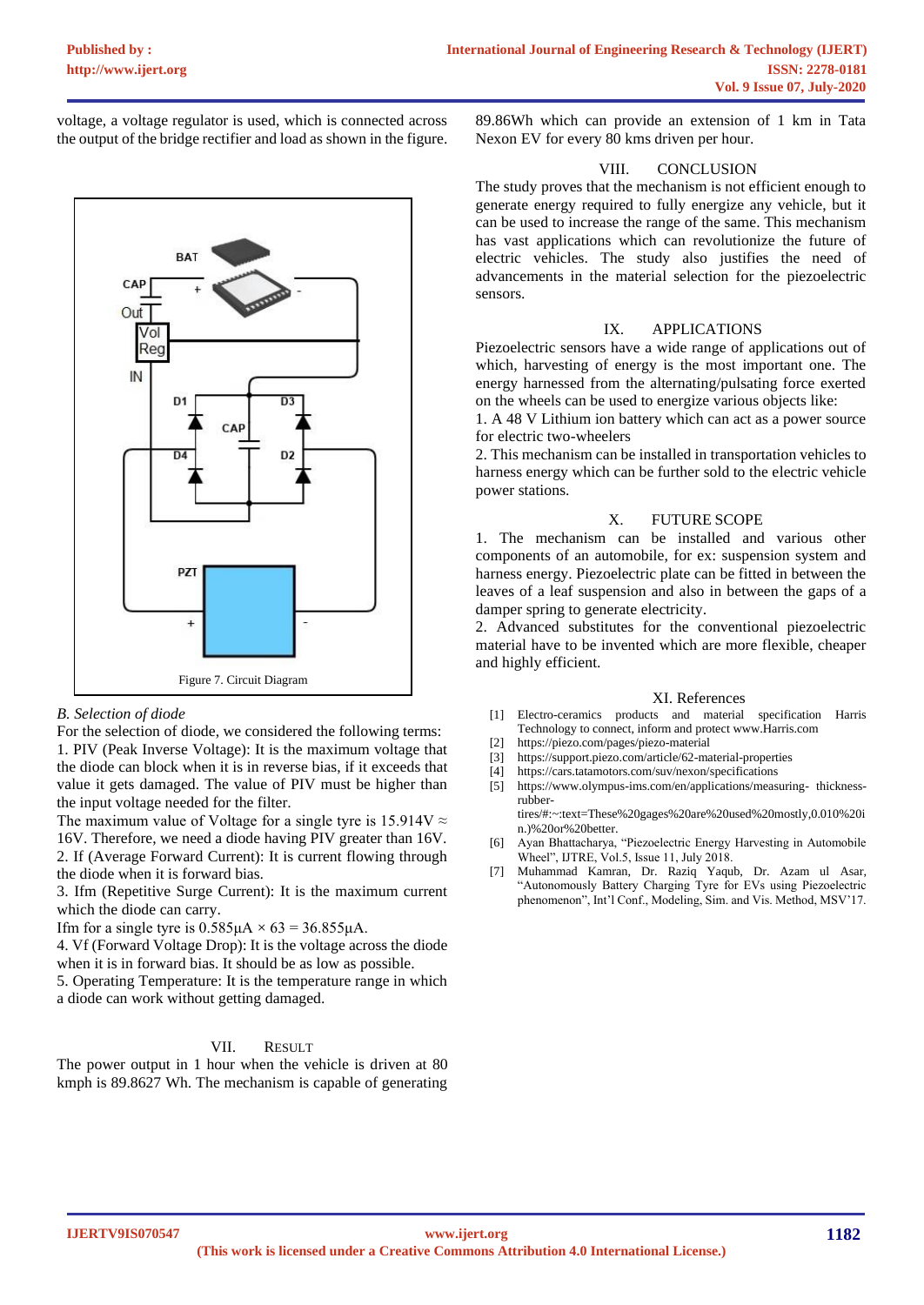voltage, a voltage regulator is used, which is connected across the output of the bridge rectifier and load as shown in the figure.

BAT
CAP
Out
Vol Reg
IN
D1
D3
CAP
D4
D2
PZT
+
-

Figure 7. Circuit Diagram

*B. Selection of diode*

For the selection of diode, we considered the following terms:

1. PIV (Peak Inverse Voltage): It is the maximum voltage that the diode can block when it is in reverse bias, if it exceeds that value it gets damaged. The value of PIV must be higher than the input voltage needed for the filter.

The maximum value of Voltage for a single tyre is 15.914V ≈ 16V. Therefore, we need a diode having PIV greater than 16V.

2. If (Average Forward Current): It is current flowing through the diode when it is forward bias.

3. Ifm (Repetitive Surge Current): It is the maximum current which the diode can carry.

Ifm for a single tyre is 0.585µA × 63 = 36.855µA.

4. Vf (Forward Voltage Drop): It is the voltage across the diode when it is in forward bias. It should be as low as possible.

5. Operating Temperature: It is the temperature range in which a diode can work without getting damaged.

## VII. Result

The power output in 1 hour when the vehicle is driven at 80 kmph is 89.8627 Wh. The mechanism is capable of generating 89.86Wh which can provide an extension of 1 km in Tata Nexon EV for every 80 kms driven per hour.

## VIII. CONCLUSION

The study proves that the mechanism is not efficient enough to generate energy required to fully energize any vehicle, but it can be used to increase the range of the same. This mechanism has vast applications which can revolutionize the future of electric vehicles. The study also justifies the need of advancements in the material selection for the piezoelectric sensors.

## IX. APPLICATIONS

Piezoelectric sensors have a wide range of applications out of which, harvesting of energy is the most important one. The energy harnessed from the alternating/pulsating force exerted on the wheels can be used to energize various objects like:

1. A 48 V Lithium ion battery which can act as a power source for electric two-wheelers
2. This mechanism can be installed in transportation vehicles to harness energy which can be further sold to the electric vehicle power stations.

## X. FUTURE SCOPE

1. The mechanism can be installed and various other components of an automobile, for ex: suspension system and harness energy. Piezoelectric plate can be fitted in between the leaves of a leaf suspension and also in between the gaps of a damper spring to generate electricity.
2. Advanced substitutes for the conventional piezoelectric material have to be invented which are more flexible, cheaper and highly efficient.

## XI. References

[1] Electro-ceramics products and material specification Harris Technology to connect, inform and protect www.Harris.com

[2] https://piezo.com/pages/piezo-material

[3] https://support.piezo.com/article/62-material-properties

[4] https://cars.tatamotors.com/suv/nexon/specifications

[5] https://www.olympus-ims.com/en/applications/measuring- thickness-rubber-tires/#:~:text=These%20gages%20are%20used%20mostly,0.010%20in.)%20or%20better.

[6] Ayan Bhattacharya, "Piezoelectric Energy Harvesting in Automobile Wheel", IJTRE, Vol.5, Issue 11, July 2018.

[7] Muhammad Kamran, Dr. Raziq Yaqub, Dr. Azam ul Asar, "Autonomously Battery Charging Tyre for EVs using Piezoelectric phenomenon", Int'l Conf., Modeling, Sim. and Vis. Method, MSV'17.